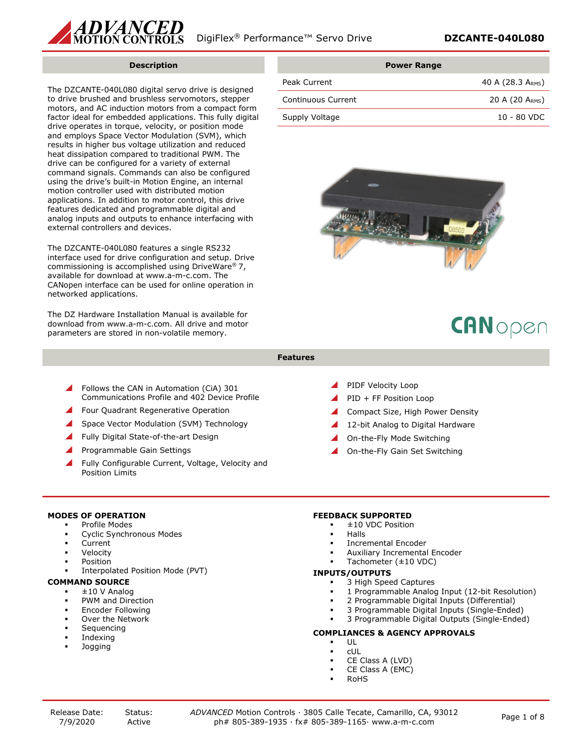# DigiFlex® Performance™ Servo Drive DZCANTE-040L080

## Description

The DZCANTE-040L080 digital servo drive is designed to drive brushed and brushless servomotors, stepper motors, and AC induction motors from a compact form factor ideal for embedded applications. This fully digital drive operates in torque, velocity, or position mode and employs Space Vector Modulation (SVM), which results in higher bus voltage utilization and reduced heat dissipation compared to traditional PWM. The drive can be configured for a variety of external command signals. Commands can also be configured using the drive's built-in Motion Engine, an internal motion controller used with distributed motion applications. In addition to motor control, this drive features dedicated and programmable digital and analog inputs and outputs to enhance interfacing with external controllers and devices.

The DZCANTE-040L080 features a single RS232 interface used for drive configuration and setup. Drive commissioning is accomplished using DriveWare® 7, available for download at www.a-m-c.com. The CANopen interface can be used for online operation in networked applications.

The DZ Hardware Installation Manual is available for download from www.a-m-c.com. All drive and motor parameters are stored in non-volatile memory.

## Power Range

| Power Range | |
|---|---|
| Peak Current | 40 A (28.3 $A_{RMS}$) |
| Continuous Current | 20 A (20 $A_{RMS}$) |
| Supply Voltage | 10 - 80 VDC |

CANopen

## Features

- Follows the CAN in Automation (CiA) 301 Communications Profile and 402 Device Profile
- Four Quadrant Regenerative Operation
- Space Vector Modulation (SVM) Technology
- Fully Digital State-of-the-art Design
- Programmable Gain Settings
- Fully Configurable Current, Voltage, Velocity and Position Limits
- PIDF Velocity Loop
- PID + FF Position Loop
- Compact Size, High Power Density
- 12-bit Analog to Digital Hardware
- On-the-Fly Mode Switching
- On-the-Fly Gain Set Switching

### MODES OF OPERATION

- Profile Modes
- Cyclic Synchronous Modes
- Current
- Velocity
- Position
- Interpolated Position Mode (PVT)

### COMMAND SOURCE

- ±10 V Analog
- PWM and Direction
- Encoder Following
- Over the Network
- Sequencing
- Indexing
- Jogging

### FEEDBACK SUPPORTED

- ±10 VDC Position
- Halls
- Incremental Encoder
- Auxiliary Incremental Encoder
- Tachometer (±10 VDC)

### INPUTS/OUTPUTS

- 3 High Speed Captures
- 1 Programmable Analog Input (12-bit Resolution)
- 2 Programmable Digital Inputs (Differential)
- 3 Programmable Digital Inputs (Single-Ended)
- 3 Programmable Digital Outputs (Single-Ended)

### COMPLIANCES & AGENCY APPROVALS

- UL
- cUL
- CE Class A (LVD)
- CE Class A (EMC)
- RoHS

Release Date: 7/9/2020 | Status: Active

*ADVANCED* Motion Controls · 3805 Calle Tecate, Camarillo, CA, 93012
ph# 805-389-1935 · fx# 805-389-1165· www.a-m-c.com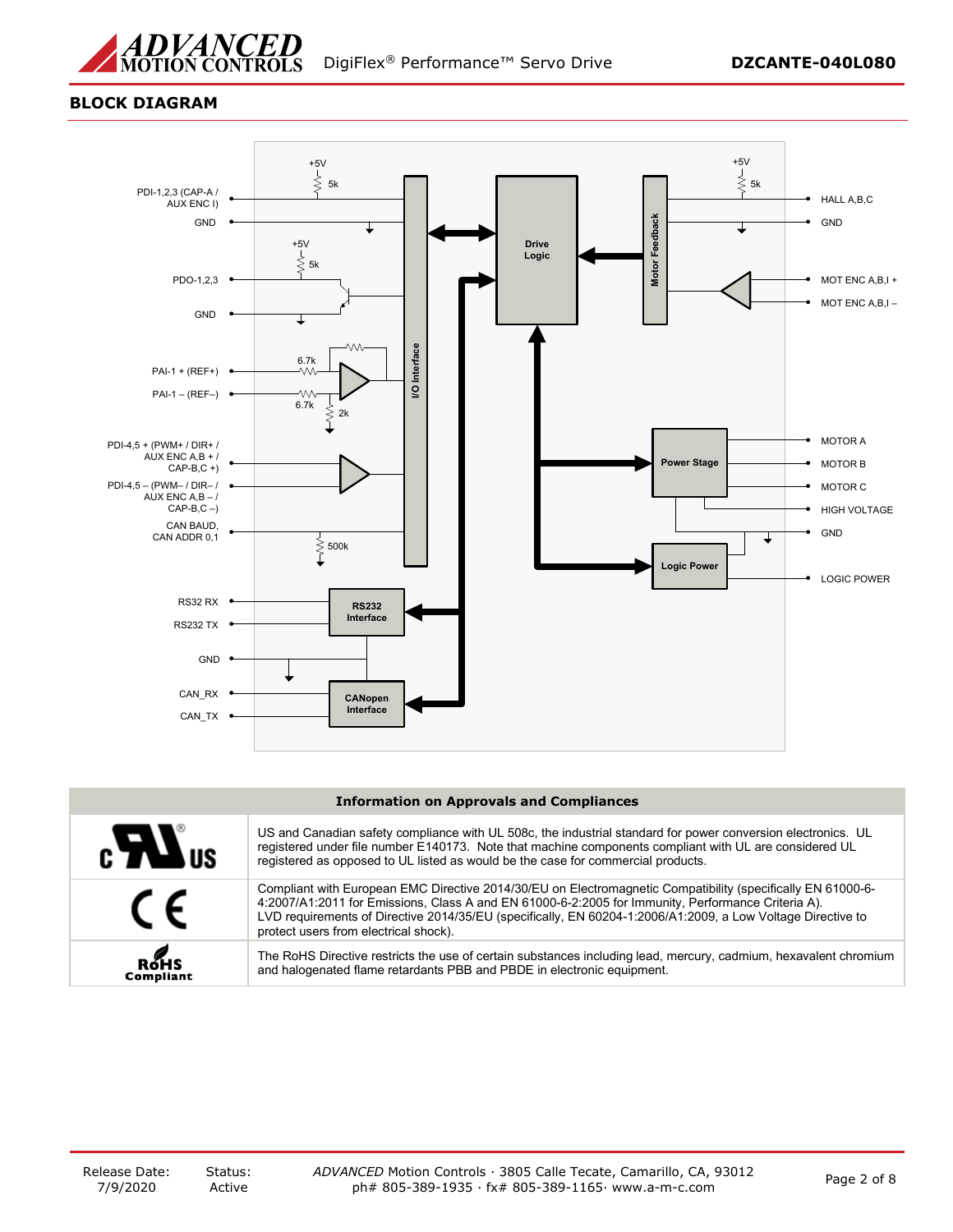## BLOCK DIAGRAM

PDI-1,2,3 (CAP-A / AUX ENC I)

GND

PDO-1,2,3

GND

PAI-1 + (REF+)

PAI-1 – (REF–)

PDI-4,5 + (PWM+ / DIR+ / AUX ENC A,B + / CAP-B,C +)

PDI-4,5 – (PWM– / DIR– / AUX ENC A,B – / CAP-B,C –)

CAN BAUD, CAN ADDR 0,1

RS32 RX

RS232 TX

GND

CAN_RX

CAN_TX

+5V 5k

+5V 5k

6.7k

6.7k

2k

500k

I/O Interface

Drive Logic

Motor Feedback

Power Stage

Logic Power

RS232 Interface

CANopen Interface

+5V 5k

HALL A,B,C

GND

MOT ENC A,B,I +

MOT ENC A,B,I –

MOTOR A

MOTOR B

MOTOR C

HIGH VOLTAGE

GND

LOGIC POWER

| Information on Approvals and Compliances | |
|---|---|
| c UL us | US and Canadian safety compliance with UL 508c, the industrial standard for power conversion electronics. UL registered under file number E140173. Note that machine components compliant with UL are considered UL registered as opposed to UL listed as would be the case for commercial products. |
| CE | Compliant with European EMC Directive 2014/30/EU on Electromagnetic Compatibility (specifically EN 61000-6-4:2007/A1:2011 for Emissions, Class A and EN 61000-6-2:2005 for Immunity, Performance Criteria A). LVD requirements of Directive 2014/35/EU (specifically, EN 60204-1:2006/A1:2009, a Low Voltage Directive to protect users from electrical shock). |
| RoHS Compliant | The RoHS Directive restricts the use of certain substances including lead, mercury, cadmium, hexavalent chromium and halogenated flame retardants PBB and PBDE in electronic equipment. |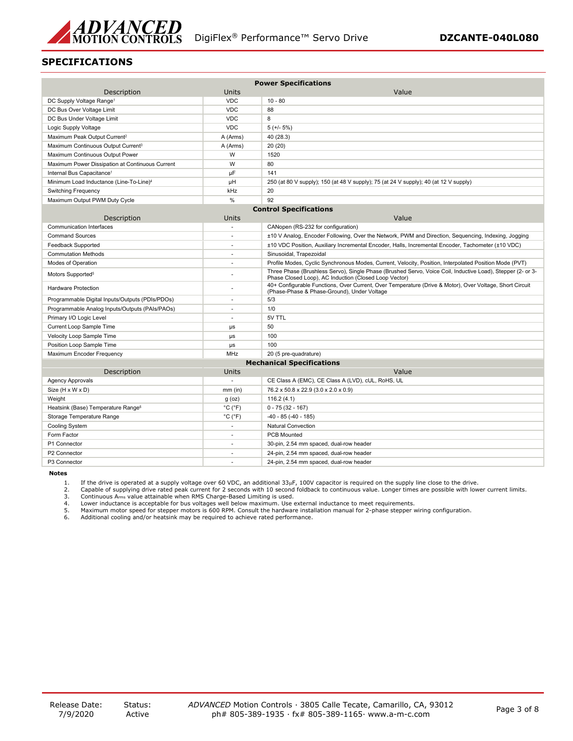## SPECIFICATIONS

| Power Specifications | | |
|---|---|---|
| Description | Units | Value |
| DC Supply Voltage Range[1] | VDC | 10 - 80 |
| DC Bus Over Voltage Limit | VDC | 88 |
| DC Bus Under Voltage Limit | VDC | 8 |
| Logic Supply Voltage | VDC | 5 (+/- 5%) |
| Maximum Peak Output Current[2] | A (Arms) | 40 (28.3) |
| Maximum Continuous Output Current[3] | A (Arms) | 20 (20) |
| Maximum Continuous Output Power | W | 1520 |
| Maximum Power Dissipation at Continuous Current | W | 80 |
| Internal Bus Capacitance[1] | μF | 141 |
| Minimum Load Inductance (Line-To-Line)[4] | μH | 250 (at 80 V supply); 150 (at 48 V supply); 75 (at 24 V supply); 40 (at 12 V supply) |
| Switching Frequency | kHz | 20 |
| Maximum Output PWM Duty Cycle | % | 92 |

| Control Specifications | | |
|---|---|---|
| Description | Units | Value |
| Communication Interfaces | - | CANopen (RS-232 for configuration) |
| Command Sources | - | ±10 V Analog, Encoder Following, Over the Network, PWM and Direction, Sequencing, Indexing, Jogging |
| Feedback Supported | - | ±10 VDC Position, Auxiliary Incremental Encoder, Halls, Incremental Encoder, Tachometer (±10 VDC) |
| Commutation Methods | - | Sinusoidal, Trapezoidal |
| Modes of Operation | - | Profile Modes, Cyclic Synchronous Modes, Current, Velocity, Position, Interpolated Position Mode (PVT) |
| Motors Supported[5] | - | Three Phase (Brushless Servo), Single Phase (Brushed Servo, Voice Coil, Inductive Load), Stepper (2- or 3-Phase Closed Loop), AC Induction (Closed Loop Vector) |
| Hardware Protection | - | 40+ Configurable Functions, Over Current, Over Temperature (Drive & Motor), Over Voltage, Short Circuit (Phase-Phase & Phase-Ground), Under Voltage |
| Programmable Digital Inputs/Outputs (PDIs/PDOs) | - | 5/3 |
| Programmable Analog Inputs/Outputs (PAIs/PAOs) | - | 1/0 |
| Primary I/O Logic Level | - | 5V TTL |
| Current Loop Sample Time | μs | 50 |
| Velocity Loop Sample Time | μs | 100 |
| Position Loop Sample Time | μs | 100 |
| Maximum Encoder Frequency | MHz | 20 (5 pre-quadrature) |

| Mechanical Specifications | | |
|---|---|---|
| Description | Units | Value |
| Agency Approvals | - | CE Class A (EMC), CE Class A (LVD), cUL, RoHS, UL |
| Size (H x W x D) | mm (in) | 76.2 x 50.8 x 22.9 (3.0 x 2.0 x 0.9) |
| Weight | g (oz) | 116.2 (4.1) |
| Heatsink (Base) Temperature Range[6] | °C (°F) | 0 - 75 (32 - 167) |
| Storage Temperature Range | °C (°F) | -40 - 85 (-40 - 185) |
| Cooling System | - | Natural Convection |
| Form Factor | - | PCB Mounted |
| P1 Connector | - | 30-pin, 2.54 mm spaced, dual-row header |
| P2 Connector | - | 24-pin, 2.54 mm spaced, dual-row header |
| P3 Connector | - | 24-pin, 2.54 mm spaced, dual-row header |

**Notes**

1. If the drive is operated at a supply voltage over 60 VDC, an additional 33μF, 100V capacitor is required on the supply line close to the drive.
2. Capable of supplying drive rated peak current for 2 seconds with 10 second foldback to continuous value. Longer times are possible with lower current limits.
3. Continuous $A_{rms}$ value attainable when RMS Charge-Based Limiting is used.
4. Lower inductance is acceptable for bus voltages well below maximum. Use external inductance to meet requirements.
5. Maximum motor speed for stepper motors is 600 RPM. Consult the hardware installation manual for 2-phase stepper wiring configuration.
6. Additional cooling and/or heatsink may be required to achieve rated performance.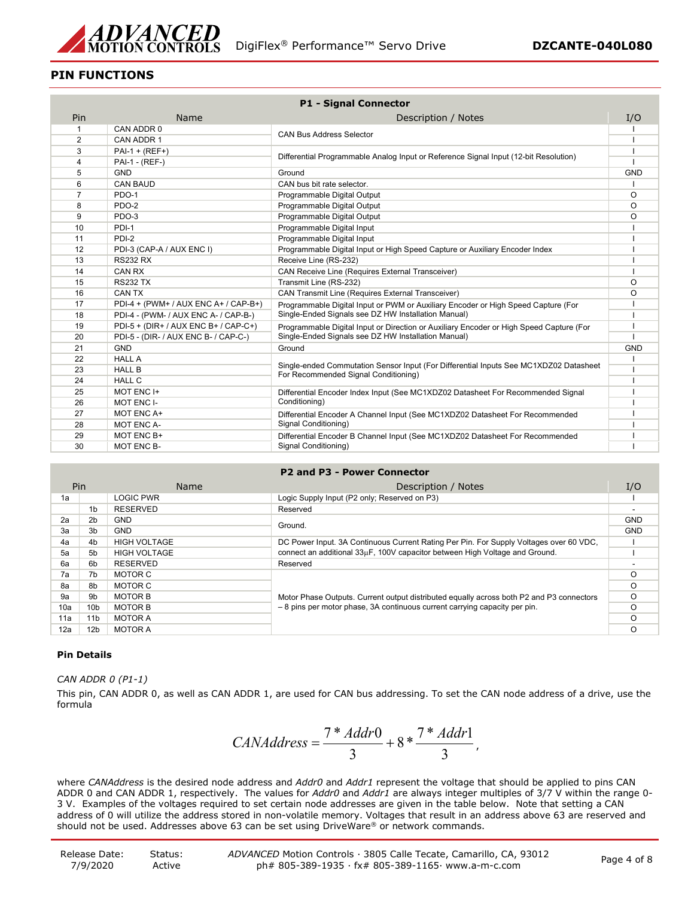## PIN FUNCTIONS

| P1 - Signal Connector | | | |
|---|---|---|---|
| Pin | Name | Description / Notes | I/O |
| 1 | CAN ADDR 0 | CAN Bus Address Selector | I |
| 2 | CAN ADDR 1 | | I |
| 3 | PAI-1 + (REF+) | Differential Programmable Analog Input or Reference Signal Input (12-bit Resolution) | I |
| 4 | PAI-1 - (REF-) | | I |
| 5 | GND | Ground | GND |
| 6 | CAN BAUD | CAN bus bit rate selector. | I |
| 7 | PDO-1 | Programmable Digital Output | O |
| 8 | PDO-2 | Programmable Digital Output | O |
| 9 | PDO-3 | Programmable Digital Output | O |
| 10 | PDI-1 | Programmable Digital Input | I |
| 11 | PDI-2 | Programmable Digital Input | I |
| 12 | PDI-3 (CAP-A / AUX ENC I) | Programmable Digital Input or High Speed Capture or Auxiliary Encoder Index | I |
| 13 | RS232 RX | Receive Line (RS-232) | I |
| 14 | CAN RX | CAN Receive Line (Requires External Transceiver) | I |
| 15 | RS232 TX | Transmit Line (RS-232) | O |
| 16 | CAN TX | CAN Transmit Line (Requires External Transceiver) | O |
| 17 | PDI-4 + (PWM+ / AUX ENC A+ / CAP-B+) | Programmable Digital Input or PWM or Auxiliary Encoder or High Speed Capture (For Single-Ended Signals see DZ HW Installation Manual) | I |
| 18 | PDI-4 - (PWM- / AUX ENC A- / CAP-B-) | | I |
| 19 | PDI-5 + (DIR+ / AUX ENC B+ / CAP-C+) | Programmable Digital Input or Direction or Auxiliary Encoder or High Speed Capture (For Single-Ended Signals see DZ HW Installation Manual) | I |
| 20 | PDI-5 - (DIR- / AUX ENC B- / CAP-C-) | | I |
| 21 | GND | Ground | GND |
| 22 | HALL A | Single-ended Commutation Sensor Input (For Differential Inputs See MC1XDZ02 Datasheet For Recommended Signal Conditioning) | I |
| 23 | HALL B | | I |
| 24 | HALL C | | I |
| 25 | MOT ENC I+ | Differential Encoder Index Input (See MC1XDZ02 Datasheet For Recommended Signal Conditioning) | I |
| 26 | MOT ENC I- | | I |
| 27 | MOT ENC A+ | Differential Encoder A Channel Input (See MC1XDZ02 Datasheet For Recommended Signal Conditioning) | I |
| 28 | MOT ENC A- | | I |
| 29 | MOT ENC B+ | Differential Encoder B Channel Input (See MC1XDZ02 Datasheet For Recommended Signal Conditioning) | I |
| 30 | MOT ENC B- | | I |

| P2 and P3 - Power Connector | | | | |
|---|---|---|---|---|
| Pin | | Name | Description / Notes | I/O |
| 1a | | LOGIC PWR | Logic Supply Input (P2 only; Reserved on P3) | I |
| | 1b | RESERVED | Reserved | - |
| 2a | 2b | GND | Ground. | GND |
| 3a | 3b | GND | | GND |
| 4a | 4b | HIGH VOLTAGE | DC Power Input. 3A Continuous Current Rating Per Pin. For Supply Voltages over 60 VDC, connect an additional 33μF, 100V capacitor between High Voltage and Ground. | I |
| 5a | 5b | HIGH VOLTAGE | | I |
| 6a | 6b | RESERVED | Reserved | - |
| 7a | 7b | MOTOR C | Motor Phase Outputs. Current output distributed equally across both P2 and P3 connectors – 8 pins per motor phase, 3A continuous current carrying capacity per pin. | O |
| 8a | 8b | MOTOR C | | O |
| 9a | 9b | MOTOR B | | O |
| 10a | 10b | MOTOR B | | O |
| 11a | 11b | MOTOR A | | O |
| 12a | 12b | MOTOR A | | O |

### Pin Details

*CAN ADDR 0 (P1-1)*

This pin, CAN ADDR 0, as well as CAN ADDR 1, are used for CAN bus addressing. To set the CAN node address of a drive, use the formula

$$CANAddress = \frac{7 * Addr0}{3} + 8 * \frac{7 * Addr1}{3},$$

where *CANAddress* is the desired node address and *Addr0* and *Addr1* represent the voltage that should be applied to pins CAN ADDR 0 and CAN ADDR 1, respectively. The values for *Addr0* and *Addr1* are always integer multiples of 3/7 V within the range 0-3 V. Examples of the voltages required to set certain node addresses are given in the table below. Note that setting a CAN address of 0 will utilize the address stored in non-volatile memory. Voltages that result in an address above 63 are reserved and should not be used. Addresses above 63 can be set using DriveWare® or network commands.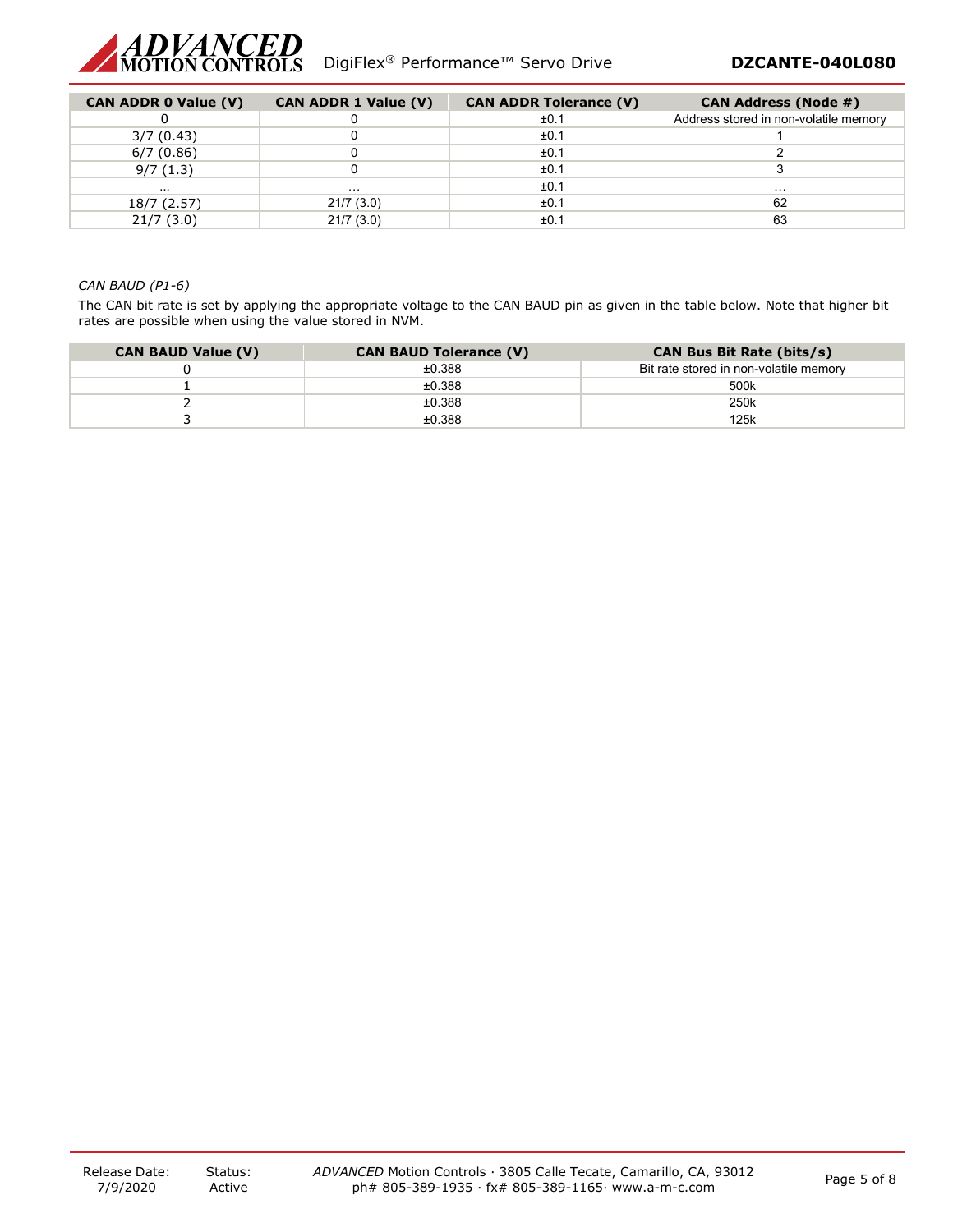| CAN ADDR 0 Value (V) | CAN ADDR 1 Value (V) | CAN ADDR Tolerance (V) | CAN Address (Node #) |
|---|---|---|---|
| 0 | 0 | ±0.1 | Address stored in non-volatile memory |
| 3/7 (0.43) | 0 | ±0.1 | 1 |
| 6/7 (0.86) | 0 | ±0.1 | 2 |
| 9/7 (1.3) | 0 | ±0.1 | 3 |
| ... | ... | ±0.1 | ... |
| 18/7 (2.57) | 21/7 (3.0) | ±0.1 | 62 |
| 21/7 (3.0) | 21/7 (3.0) | ±0.1 | 63 |

*CAN BAUD (P1-6)*

The CAN bit rate is set by applying the appropriate voltage to the CAN BAUD pin as given in the table below. Note that higher bit rates are possible when using the value stored in NVM.

| CAN BAUD Value (V) | CAN BAUD Tolerance (V) | CAN Bus Bit Rate (bits/s) |
|---|---|---|
| 0 | ±0.388 | Bit rate stored in non-volatile memory |
| 1 | ±0.388 | 500k |
| 2 | ±0.388 | 250k |
| 3 | ±0.388 | 125k |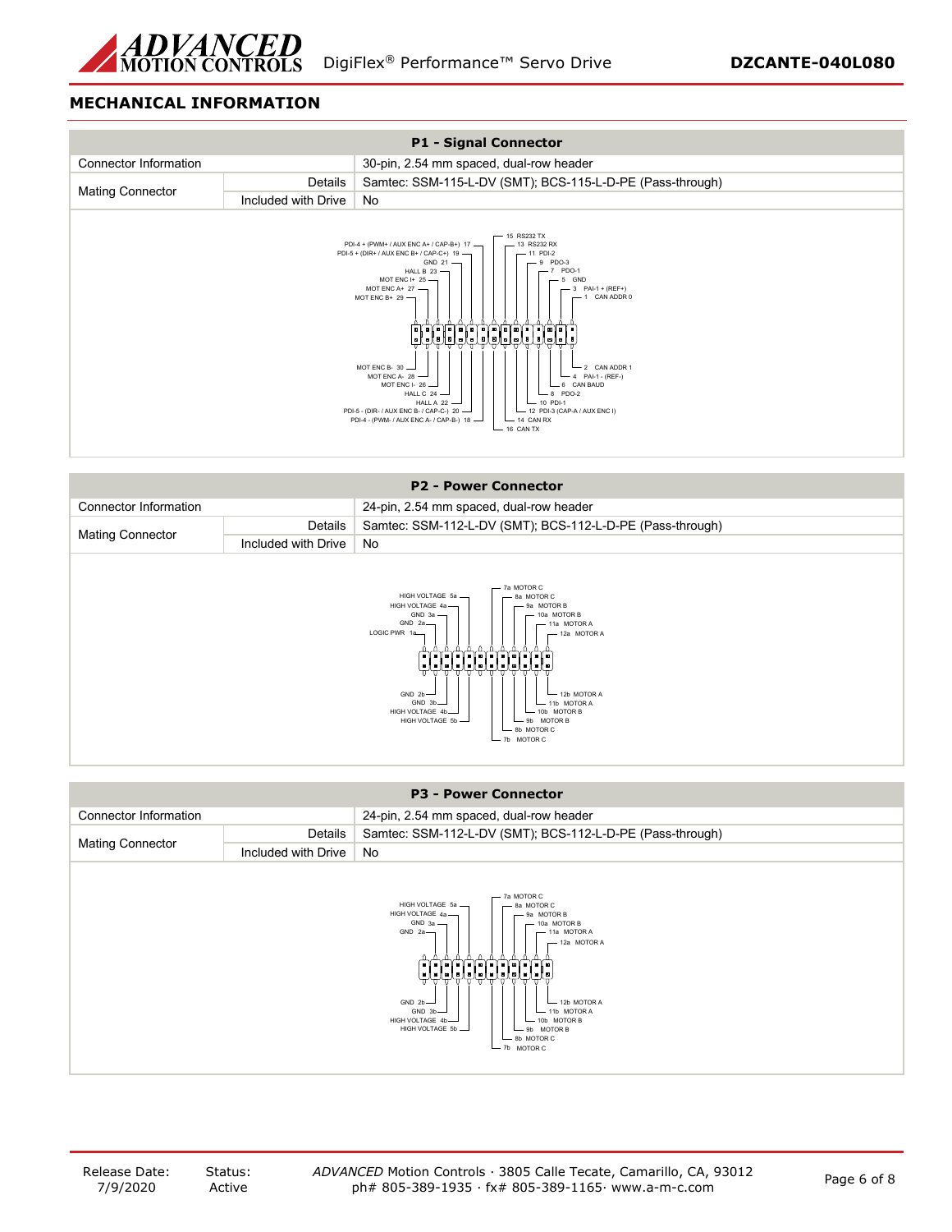## MECHANICAL INFORMATION

| P1 - Signal Connector | | |
|---|---|---|
| Connector Information | | 30-pin, 2.54 mm spaced, dual-row header |
| Mating Connector | Details | Samtec: SSM-115-L-DV (SMT); BCS-115-L-D-PE (Pass-through) |
| | Included with Drive | No |

PDI-4 + (PWM+ / AUX ENC A+ / CAP-B+) 17
PDI-5 + (DIR+ / AUX ENC B+ / CAP-C+) 19
GND 21
HALL B 23
MOT ENC I+ 25
MOT ENC A+ 27
MOT ENC B+ 29

15 RS232 TX
13 RS232 RX
11 PDI-2
9 PDO-3
7 PDO-1
5 GND
3 PAI-1 + (REF+)
1 CAN ADDR 0

MOT ENC B- 30
MOT ENC A- 28
MOT ENC I- 26
HALL C 24
HALL A 22
PDI-5 - (DIR- / AUX ENC B- / CAP-C-) 20
PDI-4 - (PWM- / AUX ENC A- / CAP-B-) 18

2 CAN ADDR 1
4 PAI-1 - (REF-)
6 CAN BAUD
8 PDO-2
10 PDI-1
12 PDI-3 (CAP-A / AUX ENC I)
14 CAN RX
16 CAN TX

| P2 - Power Connector | | |
|---|---|---|
| Connector Information | | 24-pin, 2.54 mm spaced, dual-row header |
| Mating Connector | Details | Samtec: SSM-112-L-DV (SMT); BCS-112-L-D-PE (Pass-through) |
| | Included with Drive | No |

HIGH VOLTAGE 5a
HIGH VOLTAGE 4a
GND 3a
GND 2a
LOGIC PWR 1a

7a MOTOR C
8a MOTOR C
9a MOTOR B
10a MOTOR B
11a MOTOR A
12a MOTOR A

GND 2b
GND 3b
HIGH VOLTAGE 4b
HIGH VOLTAGE 5b

12b MOTOR A
11b MOTOR A
10b MOTOR B
9b MOTOR B
8b MOTOR C
7b MOTOR C

| P3 - Power Connector | | |
|---|---|---|
| Connector Information | | 24-pin, 2.54 mm spaced, dual-row header |
| Mating Connector | Details | Samtec: SSM-112-L-DV (SMT); BCS-112-L-D-PE (Pass-through) |
| | Included with Drive | No |

HIGH VOLTAGE 5a
HIGH VOLTAGE 4a
GND 3a
GND 2a

7a MOTOR C
8a MOTOR C
9a MOTOR B
10a MOTOR B
11a MOTOR A
12a MOTOR A

GND 2b
GND 3b
HIGH VOLTAGE 4b
HIGH VOLTAGE 5b

12b MOTOR A
11b MOTOR A
10b MOTOR B
9b MOTOR B
8b MOTOR C
7b MOTOR C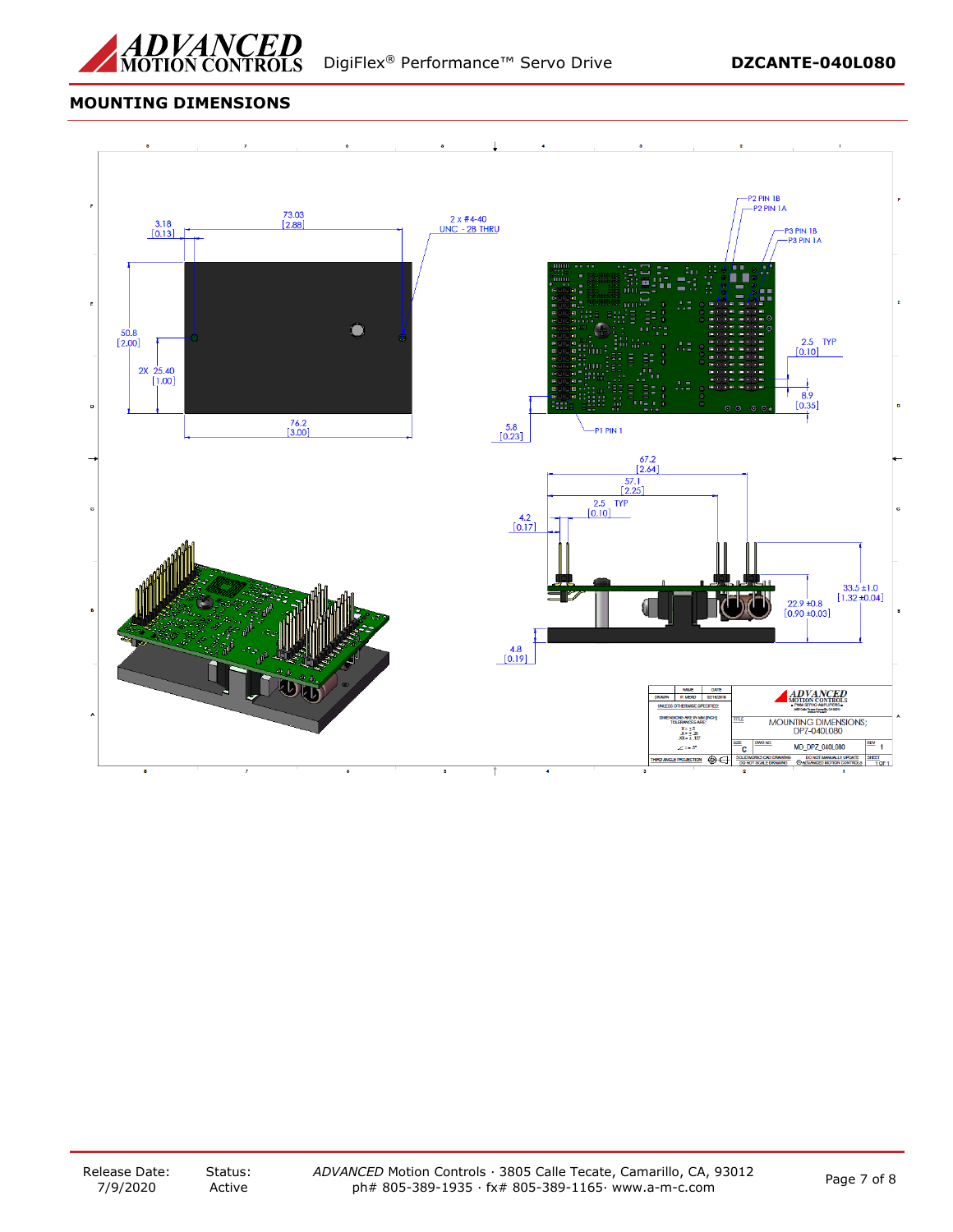## MOUNTING DIMENSIONS

73.03 [2.88]

3.18 [0.13]

2 x #4-40 UNC - 2B THRU

50.8 [2.00]

2X 25.40 [1.00]

76.2 [3.00]

P2 PIN 1B

P2 PIN 1A

P3 PIN 1B

P3 PIN 1A

2.5 TYP [0.10]

8.9 [0.35]

5.8 [0.23]

P1 PIN 1

67.2 [2.64]

57.1 [2.25]

2.5 TYP [0.10]

4.2 [0.17]

33.5 ±1.0 [1.32 ±0.04]

22.9 ±0.8 [0.90 ±0.03]

4.8 [0.19]

| NAME | DATE |
|---|---|
| DRAWN | P. MEAD | 02/16/2016 |

UNLESS OTHERWISE SPECIFIED:

DIMENSIONS ARE IN MM [INCH]
TOLERANCES ARE:
X = ±.5
.X = ±.25
.XX = ±.127
∠ = ±.5°

THIRD ANGLE PROJECTION

ADVANCED MOTION CONTROLS

TITLE: MOUNTING DIMENSIONS; DPZ-040L080

SIZE: C

DWG NO.: MD_DPZ_040L080

REV: 1

SOLIDWORKS CAD DRAWING — DO NOT SCALE DRAWING

DO NOT MANUALLY UPDATE — ©ADVANCED MOTION CONTROLS

SHEET 1 OF 1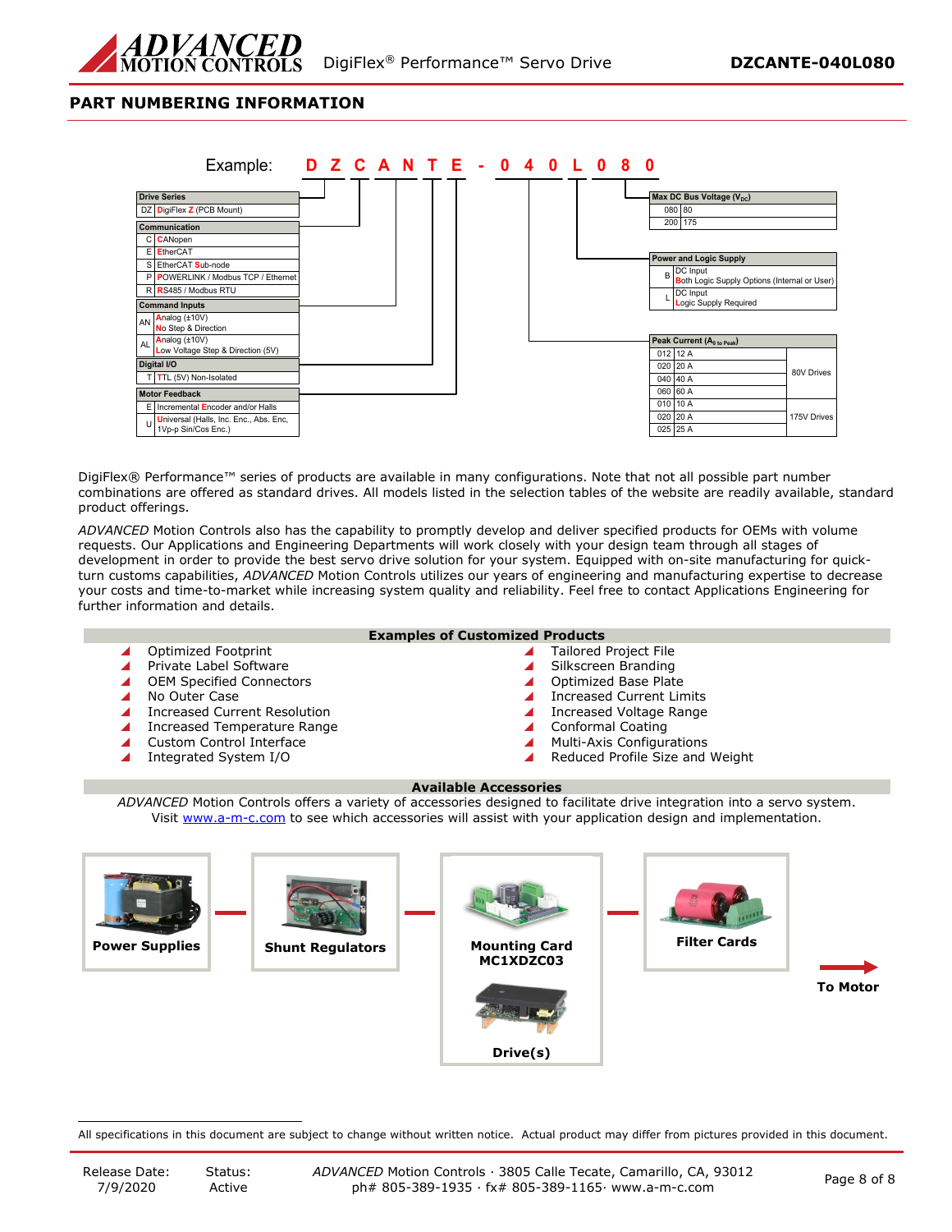## PART NUMBERING INFORMATION

Example: D Z C A N T E - 0 4 0 L 0 8 0

| Drive Series | |
|---|---|
| DZ | DigiFlex Z (PCB Mount) |

| Communication | |
|---|---|
| C | CANopen |
| E | EtherCAT |
| S | EtherCAT Sub-node |
| P | POWERLINK / Modbus TCP / Ethernet |
| R | RS485 / Modbus RTU |

| Command Inputs | |
|---|---|
| AN | Analog (±10V) No Step & Direction |
| AL | Analog (±10V) Low Voltage Step & Direction (5V) |

| Digital I/O | |
|---|---|
| T | TTL (5V) Non-Isolated |

| Motor Feedback | |
|---|---|
| E | Incremental Encoder and/or Halls |
| U | Universal (Halls, Inc. Enc., Abs. Enc, 1Vp-p Sin/Cos Enc.) |

| Max DC Bus Voltage ($V_{DC}$) | |
|---|---|
| 080 | 80 |
| 200 | 175 |

| Power and Logic Supply | |
|---|---|
| B | DC Input Both Logic Supply Options (Internal or User) |
| L | DC Input Logic Supply Required |

| Peak Current ($A_{0 \text{ to Peak}}$) | | |
|---|---|---|
| 012 | 12 A | 80V Drives |
| 020 | 20 A | 80V Drives |
| 040 | 40 A | 80V Drives |
| 060 | 60 A | 80V Drives |
| 010 | 10 A | 175V Drives |
| 020 | 20 A | 175V Drives |
| 025 | 25 A | 175V Drives |

DigiFlex® Performance™ series of products are available in many configurations. Note that not all possible part number combinations are offered as standard drives. All models listed in the selection tables of the website are readily available, standard product offerings.

*ADVANCED* Motion Controls also has the capability to promptly develop and deliver specified products for OEMs with volume requests. Our Applications and Engineering Departments will work closely with your design team through all stages of development in order to provide the best servo drive solution for your system. Equipped with on-site manufacturing for quick-turn customs capabilities, *ADVANCED* Motion Controls utilizes our years of engineering and manufacturing expertise to decrease your costs and time-to-market while increasing system quality and reliability. Feel free to contact Applications Engineering for further information and details.

### Examples of Customized Products

- Optimized Footprint
- Private Label Software
- OEM Specified Connectors
- No Outer Case
- Increased Current Resolution
- Increased Temperature Range
- Custom Control Interface
- Integrated System I/O
- Tailored Project File
- Silkscreen Branding
- Optimized Base Plate
- Increased Current Limits
- Increased Voltage Range
- Conformal Coating
- Multi-Axis Configurations
- Reduced Profile Size and Weight

### Available Accessories

*ADVANCED* Motion Controls offers a variety of accessories designed to facilitate drive integration into a servo system. Visit www.a-m-c.com to see which accessories will assist with your application design and implementation.

Power Supplies

Shunt Regulators

Mounting Card MC1XDZC03

Drive(s)

Filter Cards

To Motor

All specifications in this document are subject to change without written notice. Actual product may differ from pictures provided in this document.

Release Date: 7/9/2020 | Status: Active | *ADVANCED* Motion Controls · 3805 Calle Tecate, Camarillo, CA, 93012 · ph# 805-389-1935 · fx# 805-389-1165 · www.a-m-c.com